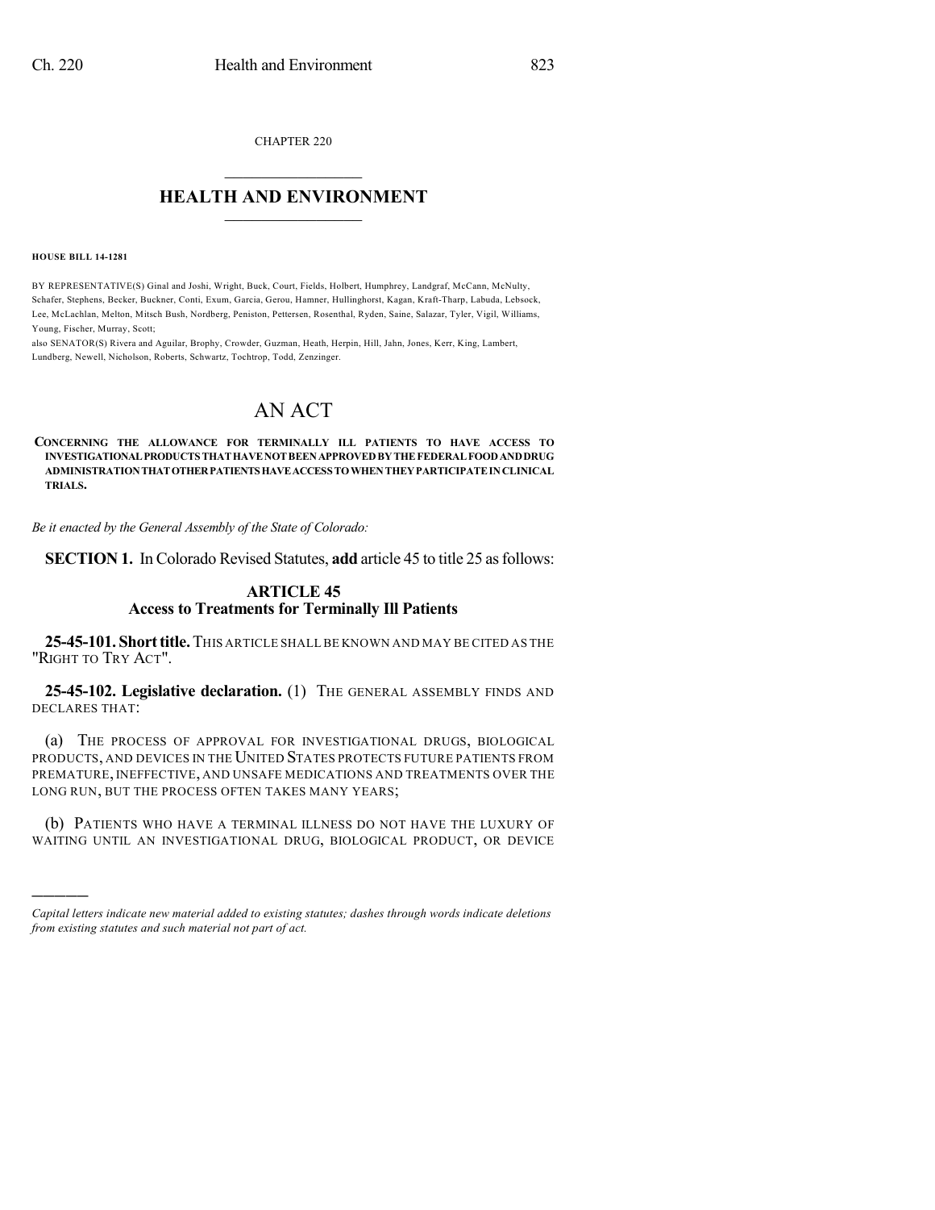CHAPTER 220

# HEALTH AND ENVIRONMENT

**HOUSE BILL 14-1281**

BY REPRESENTATIVE(S) Ginal and Joshi, Wright, Buck, Court, Fields, Holbert, Humphrey, Landgraf, McCann, McNulty, Schafer, Stephens, Becker, Buckner, Conti, Exum, Garcia, Gerou, Hamner, Hullinghorst, Kagan, Kraft-Tharp, Labuda, Lebsock, Lee, McLachlan, Melton, Mitsch Bush, Nordberg, Peniston, Pettersen, Rosenthal, Ryden, Saine, Salazar, Tyler, Vigil, Williams, Young, Fischer, Murray, Scott;
also SENATOR(S) Rivera and Aguilar, Brophy, Crowder, Guzman, Heath, Herpin, Hill, Jahn, Jones, Kerr, King, Lambert, Lundberg, Newell, Nicholson, Roberts, Schwartz, Tochtrop, Todd, Zenzinger.

# AN ACT

**CONCERNING THE ALLOWANCE FOR TERMINALLY ILL PATIENTS TO HAVE ACCESS TO INVESTIGATIONAL PRODUCTS THAT HAVE NOT BEEN APPROVED BY THE FEDERAL FOOD AND DRUG ADMINISTRATION THAT OTHER PATIENTS HAVE ACCESS TO WHEN THEY PARTICIPATE IN CLINICAL TRIALS.**

*Be it enacted by the General Assembly of the State of Colorado:*

**SECTION 1.** In Colorado Revised Statutes, **add** article 45 to title 25 as follows:

## ARTICLE 45
## Access to Treatments for Terminally Ill Patients

**25-45-101. Short title.** THIS ARTICLE SHALL BE KNOWN AND MAY BE CITED AS THE "RIGHT TO TRY ACT".

**25-45-102. Legislative declaration.** (1) THE GENERAL ASSEMBLY FINDS AND DECLARES THAT:

(a) THE PROCESS OF APPROVAL FOR INVESTIGATIONAL DRUGS, BIOLOGICAL PRODUCTS, AND DEVICES IN THE UNITED STATES PROTECTS FUTURE PATIENTS FROM PREMATURE, INEFFECTIVE, AND UNSAFE MEDICATIONS AND TREATMENTS OVER THE LONG RUN, BUT THE PROCESS OFTEN TAKES MANY YEARS;

(b) PATIENTS WHO HAVE A TERMINAL ILLNESS DO NOT HAVE THE LUXURY OF WAITING UNTIL AN INVESTIGATIONAL DRUG, BIOLOGICAL PRODUCT, OR DEVICE

*Capital letters indicate new material added to existing statutes; dashes through words indicate deletions from existing statutes and such material not part of act.*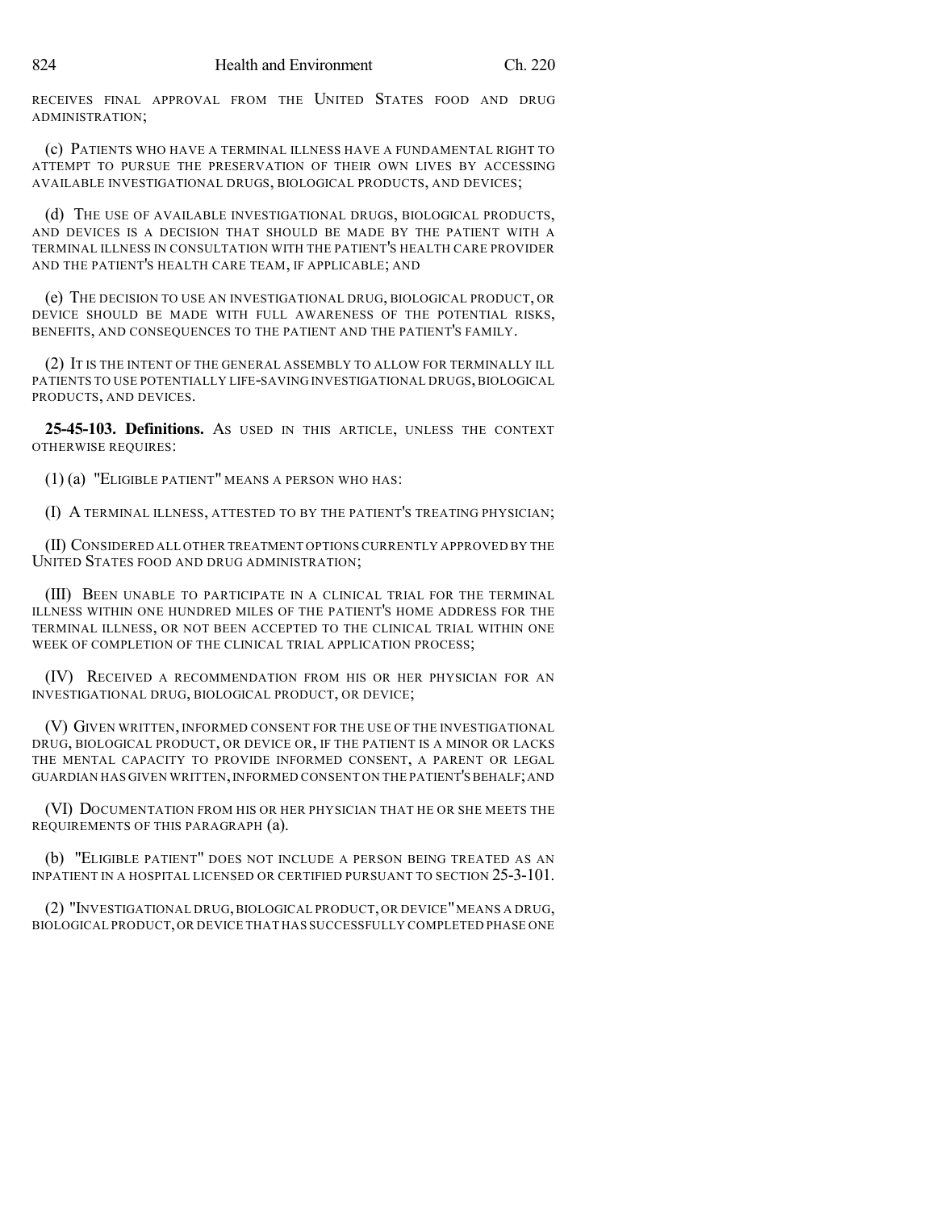RECEIVES FINAL APPROVAL FROM THE UNITED STATES FOOD AND DRUG ADMINISTRATION;

(c) PATIENTS WHO HAVE A TERMINAL ILLNESS HAVE A FUNDAMENTAL RIGHT TO ATTEMPT TO PURSUE THE PRESERVATION OF THEIR OWN LIVES BY ACCESSING AVAILABLE INVESTIGATIONAL DRUGS, BIOLOGICAL PRODUCTS, AND DEVICES;

(d) THE USE OF AVAILABLE INVESTIGATIONAL DRUGS, BIOLOGICAL PRODUCTS, AND DEVICES IS A DECISION THAT SHOULD BE MADE BY THE PATIENT WITH A TERMINAL ILLNESS IN CONSULTATION WITH THE PATIENT'S HEALTH CARE PROVIDER AND THE PATIENT'S HEALTH CARE TEAM, IF APPLICABLE; AND

(e) THE DECISION TO USE AN INVESTIGATIONAL DRUG, BIOLOGICAL PRODUCT, OR DEVICE SHOULD BE MADE WITH FULL AWARENESS OF THE POTENTIAL RISKS, BENEFITS, AND CONSEQUENCES TO THE PATIENT AND THE PATIENT'S FAMILY.

(2) IT IS THE INTENT OF THE GENERAL ASSEMBLY TO ALLOW FOR TERMINALLY ILL PATIENTS TO USE POTENTIALLY LIFE-SAVING INVESTIGATIONAL DRUGS, BIOLOGICAL PRODUCTS, AND DEVICES.

**25-45-103. Definitions.** AS USED IN THIS ARTICLE, UNLESS THE CONTEXT OTHERWISE REQUIRES:

(1) (a) "ELIGIBLE PATIENT" MEANS A PERSON WHO HAS:

(I) A TERMINAL ILLNESS, ATTESTED TO BY THE PATIENT'S TREATING PHYSICIAN;

(II) CONSIDERED ALL OTHER TREATMENT OPTIONS CURRENTLY APPROVED BY THE UNITED STATES FOOD AND DRUG ADMINISTRATION;

(III) BEEN UNABLE TO PARTICIPATE IN A CLINICAL TRIAL FOR THE TERMINAL ILLNESS WITHIN ONE HUNDRED MILES OF THE PATIENT'S HOME ADDRESS FOR THE TERMINAL ILLNESS, OR NOT BEEN ACCEPTED TO THE CLINICAL TRIAL WITHIN ONE WEEK OF COMPLETION OF THE CLINICAL TRIAL APPLICATION PROCESS;

(IV) RECEIVED A RECOMMENDATION FROM HIS OR HER PHYSICIAN FOR AN INVESTIGATIONAL DRUG, BIOLOGICAL PRODUCT, OR DEVICE;

(V) GIVEN WRITTEN, INFORMED CONSENT FOR THE USE OF THE INVESTIGATIONAL DRUG, BIOLOGICAL PRODUCT, OR DEVICE OR, IF THE PATIENT IS A MINOR OR LACKS THE MENTAL CAPACITY TO PROVIDE INFORMED CONSENT, A PARENT OR LEGAL GUARDIAN HAS GIVEN WRITTEN, INFORMED CONSENT ON THE PATIENT'S BEHALF; AND

(VI) DOCUMENTATION FROM HIS OR HER PHYSICIAN THAT HE OR SHE MEETS THE REQUIREMENTS OF THIS PARAGRAPH (a).

(b) "ELIGIBLE PATIENT" DOES NOT INCLUDE A PERSON BEING TREATED AS AN INPATIENT IN A HOSPITAL LICENSED OR CERTIFIED PURSUANT TO SECTION 25-3-101.

(2) "INVESTIGATIONAL DRUG, BIOLOGICAL PRODUCT, OR DEVICE" MEANS A DRUG, BIOLOGICAL PRODUCT, OR DEVICE THAT HAS SUCCESSFULLY COMPLETED PHASE ONE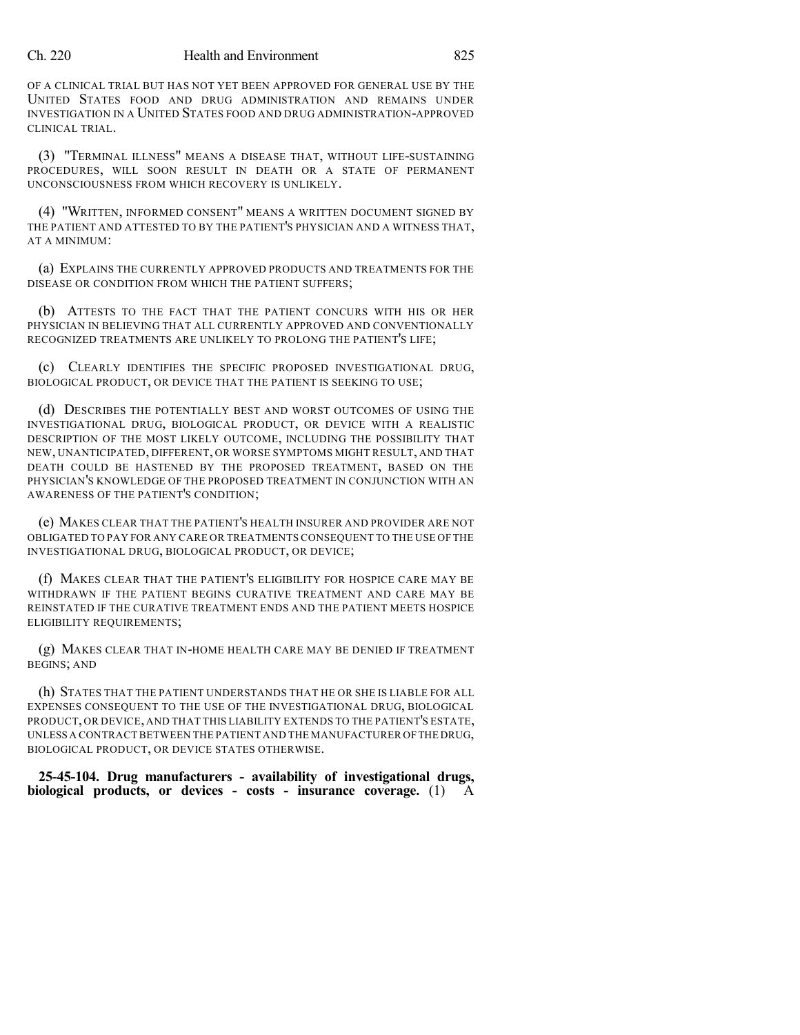OF A CLINICAL TRIAL BUT HAS NOT YET BEEN APPROVED FOR GENERAL USE BY THE UNITED STATES FOOD AND DRUG ADMINISTRATION AND REMAINS UNDER INVESTIGATION IN A UNITED STATES FOOD AND DRUG ADMINISTRATION-APPROVED CLINICAL TRIAL.

(3) "TERMINAL ILLNESS" MEANS A DISEASE THAT, WITHOUT LIFE-SUSTAINING PROCEDURES, WILL SOON RESULT IN DEATH OR A STATE OF PERMANENT UNCONSCIOUSNESS FROM WHICH RECOVERY IS UNLIKELY.

(4) "WRITTEN, INFORMED CONSENT" MEANS A WRITTEN DOCUMENT SIGNED BY THE PATIENT AND ATTESTED TO BY THE PATIENT'S PHYSICIAN AND A WITNESS THAT, AT A MINIMUM:

(a) EXPLAINS THE CURRENTLY APPROVED PRODUCTS AND TREATMENTS FOR THE DISEASE OR CONDITION FROM WHICH THE PATIENT SUFFERS;

(b) ATTESTS TO THE FACT THAT THE PATIENT CONCURS WITH HIS OR HER PHYSICIAN IN BELIEVING THAT ALL CURRENTLY APPROVED AND CONVENTIONALLY RECOGNIZED TREATMENTS ARE UNLIKELY TO PROLONG THE PATIENT'S LIFE;

(c) CLEARLY IDENTIFIES THE SPECIFIC PROPOSED INVESTIGATIONAL DRUG, BIOLOGICAL PRODUCT, OR DEVICE THAT THE PATIENT IS SEEKING TO USE;

(d) DESCRIBES THE POTENTIALLY BEST AND WORST OUTCOMES OF USING THE INVESTIGATIONAL DRUG, BIOLOGICAL PRODUCT, OR DEVICE WITH A REALISTIC DESCRIPTION OF THE MOST LIKELY OUTCOME, INCLUDING THE POSSIBILITY THAT NEW, UNANTICIPATED, DIFFERENT, OR WORSE SYMPTOMS MIGHT RESULT, AND THAT DEATH COULD BE HASTENED BY THE PROPOSED TREATMENT, BASED ON THE PHYSICIAN'S KNOWLEDGE OF THE PROPOSED TREATMENT IN CONJUNCTION WITH AN AWARENESS OF THE PATIENT'S CONDITION;

(e) MAKES CLEAR THAT THE PATIENT'S HEALTH INSURER AND PROVIDER ARE NOT OBLIGATED TO PAY FOR ANY CARE OR TREATMENTS CONSEQUENT TO THE USE OF THE INVESTIGATIONAL DRUG, BIOLOGICAL PRODUCT, OR DEVICE;

(f) MAKES CLEAR THAT THE PATIENT'S ELIGIBILITY FOR HOSPICE CARE MAY BE WITHDRAWN IF THE PATIENT BEGINS CURATIVE TREATMENT AND CARE MAY BE REINSTATED IF THE CURATIVE TREATMENT ENDS AND THE PATIENT MEETS HOSPICE ELIGIBILITY REQUIREMENTS;

(g) MAKES CLEAR THAT IN-HOME HEALTH CARE MAY BE DENIED IF TREATMENT BEGINS; AND

(h) STATES THAT THE PATIENT UNDERSTANDS THAT HE OR SHE IS LIABLE FOR ALL EXPENSES CONSEQUENT TO THE USE OF THE INVESTIGATIONAL DRUG, BIOLOGICAL PRODUCT, OR DEVICE, AND THAT THIS LIABILITY EXTENDS TO THE PATIENT'S ESTATE, UNLESS A CONTRACT BETWEEN THE PATIENT AND THE MANUFACTURER OF THE DRUG, BIOLOGICAL PRODUCT, OR DEVICE STATES OTHERWISE.

**25-45-104. Drug manufacturers - availability of investigational drugs, biological products, or devices - costs - insurance coverage.** (1) A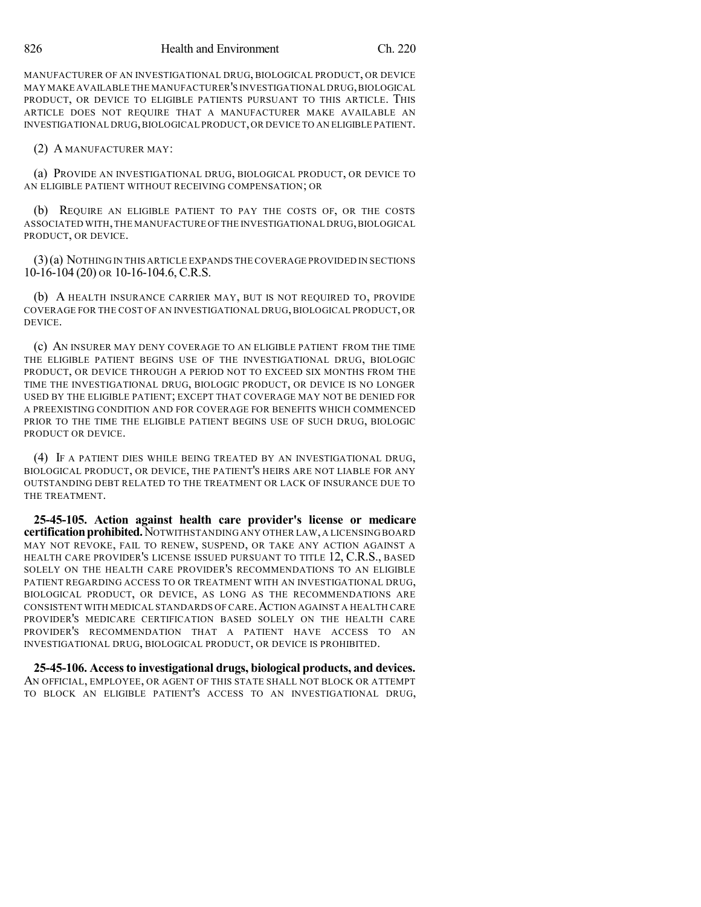MANUFACTURER OF AN INVESTIGATIONAL DRUG, BIOLOGICAL PRODUCT, OR DEVICE MAY MAKE AVAILABLE THE MANUFACTURER'S INVESTIGATIONAL DRUG, BIOLOGICAL PRODUCT, OR DEVICE TO ELIGIBLE PATIENTS PURSUANT TO THIS ARTICLE. THIS ARTICLE DOES NOT REQUIRE THAT A MANUFACTURER MAKE AVAILABLE AN INVESTIGATIONAL DRUG, BIOLOGICAL PRODUCT, OR DEVICE TO AN ELIGIBLE PATIENT.

(2) A MANUFACTURER MAY:

(a) PROVIDE AN INVESTIGATIONAL DRUG, BIOLOGICAL PRODUCT, OR DEVICE TO AN ELIGIBLE PATIENT WITHOUT RECEIVING COMPENSATION; OR

(b) REQUIRE AN ELIGIBLE PATIENT TO PAY THE COSTS OF, OR THE COSTS ASSOCIATED WITH, THE MANUFACTURE OF THE INVESTIGATIONAL DRUG, BIOLOGICAL PRODUCT, OR DEVICE.

(3) (a) NOTHING IN THIS ARTICLE EXPANDS THE COVERAGE PROVIDED IN SECTIONS 10-16-104 (20) OR 10-16-104.6, C.R.S.

(b) A HEALTH INSURANCE CARRIER MAY, BUT IS NOT REQUIRED TO, PROVIDE COVERAGE FOR THE COST OF AN INVESTIGATIONAL DRUG, BIOLOGICAL PRODUCT, OR DEVICE.

(c) AN INSURER MAY DENY COVERAGE TO AN ELIGIBLE PATIENT FROM THE TIME THE ELIGIBLE PATIENT BEGINS USE OF THE INVESTIGATIONAL DRUG, BIOLOGIC PRODUCT, OR DEVICE THROUGH A PERIOD NOT TO EXCEED SIX MONTHS FROM THE TIME THE INVESTIGATIONAL DRUG, BIOLOGIC PRODUCT, OR DEVICE IS NO LONGER USED BY THE ELIGIBLE PATIENT; EXCEPT THAT COVERAGE MAY NOT BE DENIED FOR A PREEXISTING CONDITION AND FOR COVERAGE FOR BENEFITS WHICH COMMENCED PRIOR TO THE TIME THE ELIGIBLE PATIENT BEGINS USE OF SUCH DRUG, BIOLOGIC PRODUCT OR DEVICE.

(4) IF A PATIENT DIES WHILE BEING TREATED BY AN INVESTIGATIONAL DRUG, BIOLOGICAL PRODUCT, OR DEVICE, THE PATIENT'S HEIRS ARE NOT LIABLE FOR ANY OUTSTANDING DEBT RELATED TO THE TREATMENT OR LACK OF INSURANCE DUE TO THE TREATMENT.

**25-45-105. Action against health care provider's license or medicare certification prohibited.** NOTWITHSTANDING ANY OTHER LAW, A LICENSING BOARD MAY NOT REVOKE, FAIL TO RENEW, SUSPEND, OR TAKE ANY ACTION AGAINST A HEALTH CARE PROVIDER'S LICENSE ISSUED PURSUANT TO TITLE 12, C.R.S., BASED SOLELY ON THE HEALTH CARE PROVIDER'S RECOMMENDATIONS TO AN ELIGIBLE PATIENT REGARDING ACCESS TO OR TREATMENT WITH AN INVESTIGATIONAL DRUG, BIOLOGICAL PRODUCT, OR DEVICE, AS LONG AS THE RECOMMENDATIONS ARE CONSISTENT WITH MEDICAL STANDARDS OF CARE. ACTION AGAINST A HEALTH CARE PROVIDER'S MEDICARE CERTIFICATION BASED SOLELY ON THE HEALTH CARE PROVIDER'S RECOMMENDATION THAT A PATIENT HAVE ACCESS TO AN INVESTIGATIONAL DRUG, BIOLOGICAL PRODUCT, OR DEVICE IS PROHIBITED.

**25-45-106. Access to investigational drugs, biological products, and devices.** AN OFFICIAL, EMPLOYEE, OR AGENT OF THIS STATE SHALL NOT BLOCK OR ATTEMPT TO BLOCK AN ELIGIBLE PATIENT'S ACCESS TO AN INVESTIGATIONAL DRUG,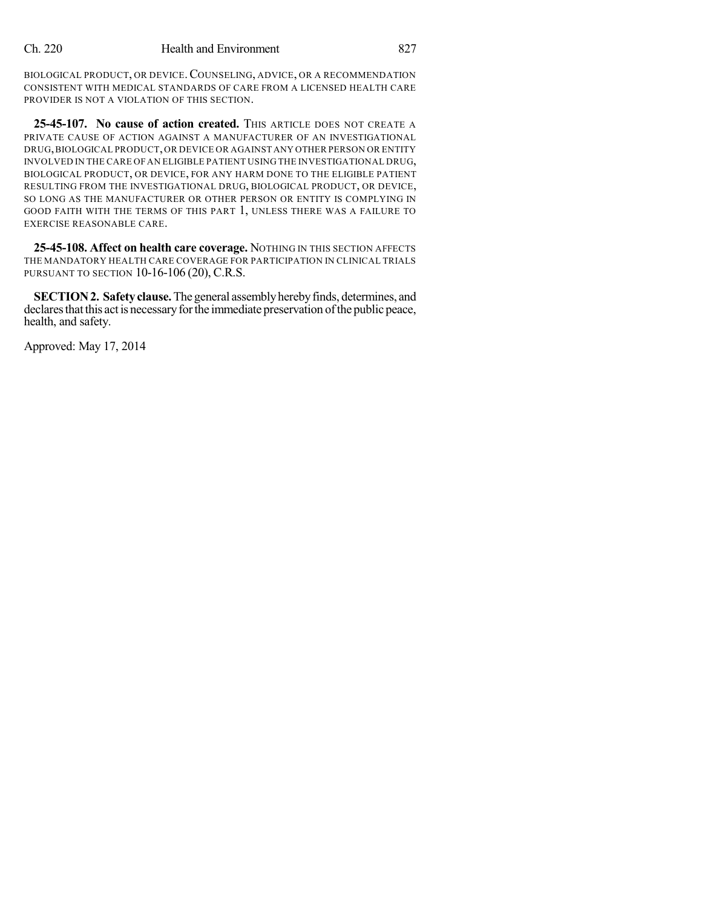BIOLOGICAL PRODUCT, OR DEVICE. COUNSELING, ADVICE, OR A RECOMMENDATION CONSISTENT WITH MEDICAL STANDARDS OF CARE FROM A LICENSED HEALTH CARE PROVIDER IS NOT A VIOLATION OF THIS SECTION.

**25-45-107. No cause of action created.** THIS ARTICLE DOES NOT CREATE A PRIVATE CAUSE OF ACTION AGAINST A MANUFACTURER OF AN INVESTIGATIONAL DRUG, BIOLOGICAL PRODUCT, OR DEVICE OR AGAINST ANY OTHER PERSON OR ENTITY INVOLVED IN THE CARE OF AN ELIGIBLE PATIENT USING THE INVESTIGATIONAL DRUG, BIOLOGICAL PRODUCT, OR DEVICE, FOR ANY HARM DONE TO THE ELIGIBLE PATIENT RESULTING FROM THE INVESTIGATIONAL DRUG, BIOLOGICAL PRODUCT, OR DEVICE, SO LONG AS THE MANUFACTURER OR OTHER PERSON OR ENTITY IS COMPLYING IN GOOD FAITH WITH THE TERMS OF THIS PART 1, UNLESS THERE WAS A FAILURE TO EXERCISE REASONABLE CARE.

**25-45-108. Affect on health care coverage.** NOTHING IN THIS SECTION AFFECTS THE MANDATORY HEALTH CARE COVERAGE FOR PARTICIPATION IN CLINICAL TRIALS PURSUANT TO SECTION 10-16-106 (20), C.R.S.

**SECTION 2. Safety clause.** The general assembly hereby finds, determines, and declares that this act is necessary for the immediate preservation of the public peace, health, and safety.

Approved: May 17, 2014